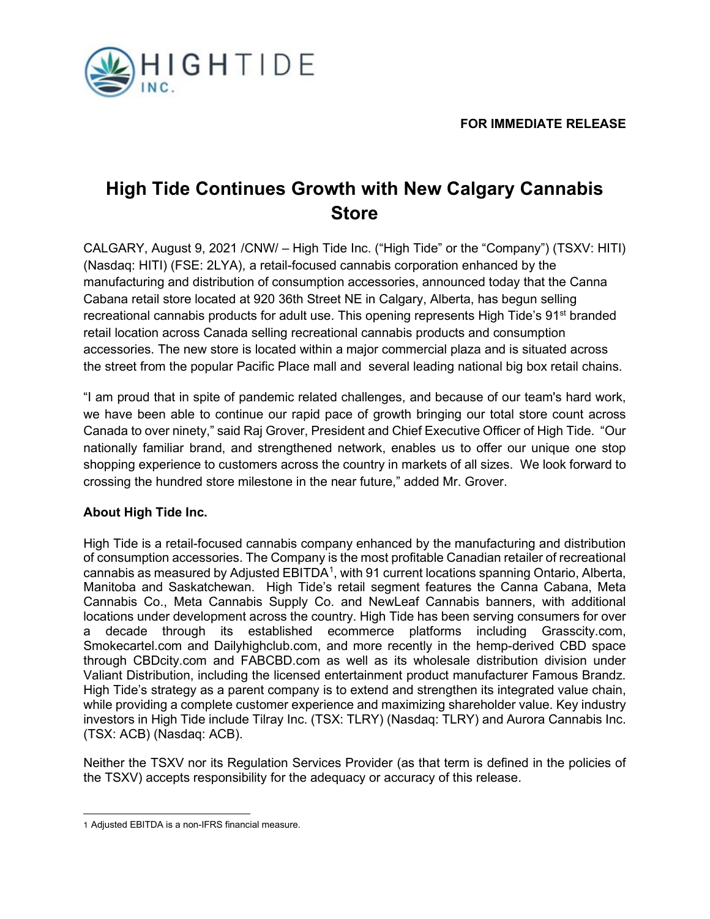**FOR IMMEDIATE RELEASE**

# High Tide Continues Growth with New Calgary Cannabis Store

CALGARY, August 9, 2021 /CNW/ – High Tide Inc. ("High Tide" or the "Company") (TSXV: HITI) (Nasdaq: HITI) (FSE: 2LYA), a retail-focused cannabis corporation enhanced by the manufacturing and distribution of consumption accessories, announced today that the Canna Cabana retail store located at 920 36th Street NE in Calgary, Alberta, has begun selling recreational cannabis products for adult use. This opening represents High Tide's 91st branded retail location across Canada selling recreational cannabis products and consumption accessories. The new store is located within a major commercial plaza and is situated across the street from the popular Pacific Place mall and several leading national big box retail chains.

"I am proud that in spite of pandemic related challenges, and because of our team's hard work, we have been able to continue our rapid pace of growth bringing our total store count across Canada to over ninety," said Raj Grover, President and Chief Executive Officer of High Tide. "Our nationally familiar brand, and strengthened network, enables us to offer our unique one stop shopping experience to customers across the country in markets of all sizes. We look forward to crossing the hundred store milestone in the near future," added Mr. Grover.

**About High Tide Inc.**

High Tide is a retail-focused cannabis company enhanced by the manufacturing and distribution of consumption accessories. The Company is the most profitable Canadian retailer of recreational cannabis as measured by Adjusted EBITDA[1], with 91 current locations spanning Ontario, Alberta, Manitoba and Saskatchewan. High Tide's retail segment features the Canna Cabana, Meta Cannabis Co., Meta Cannabis Supply Co. and NewLeaf Cannabis banners, with additional locations under development across the country. High Tide has been serving consumers for over a decade through its established ecommerce platforms including Grasscity.com, Smokecartel.com and Dailyhighclub.com, and more recently in the hemp-derived CBD space through CBDcity.com and FABCBD.com as well as its wholesale distribution division under Valiant Distribution, including the licensed entertainment product manufacturer Famous Brandz. High Tide's strategy as a parent company is to extend and strengthen its integrated value chain, while providing a complete customer experience and maximizing shareholder value. Key industry investors in High Tide include Tilray Inc. (TSX: TLRY) (Nasdaq: TLRY) and Aurora Cannabis Inc. (TSX: ACB) (Nasdaq: ACB).

Neither the TSXV nor its Regulation Services Provider (as that term is defined in the policies of the TSXV) accepts responsibility for the adequacy or accuracy of this release.

---

[1] Adjusted EBITDA is a non-IFRS financial measure.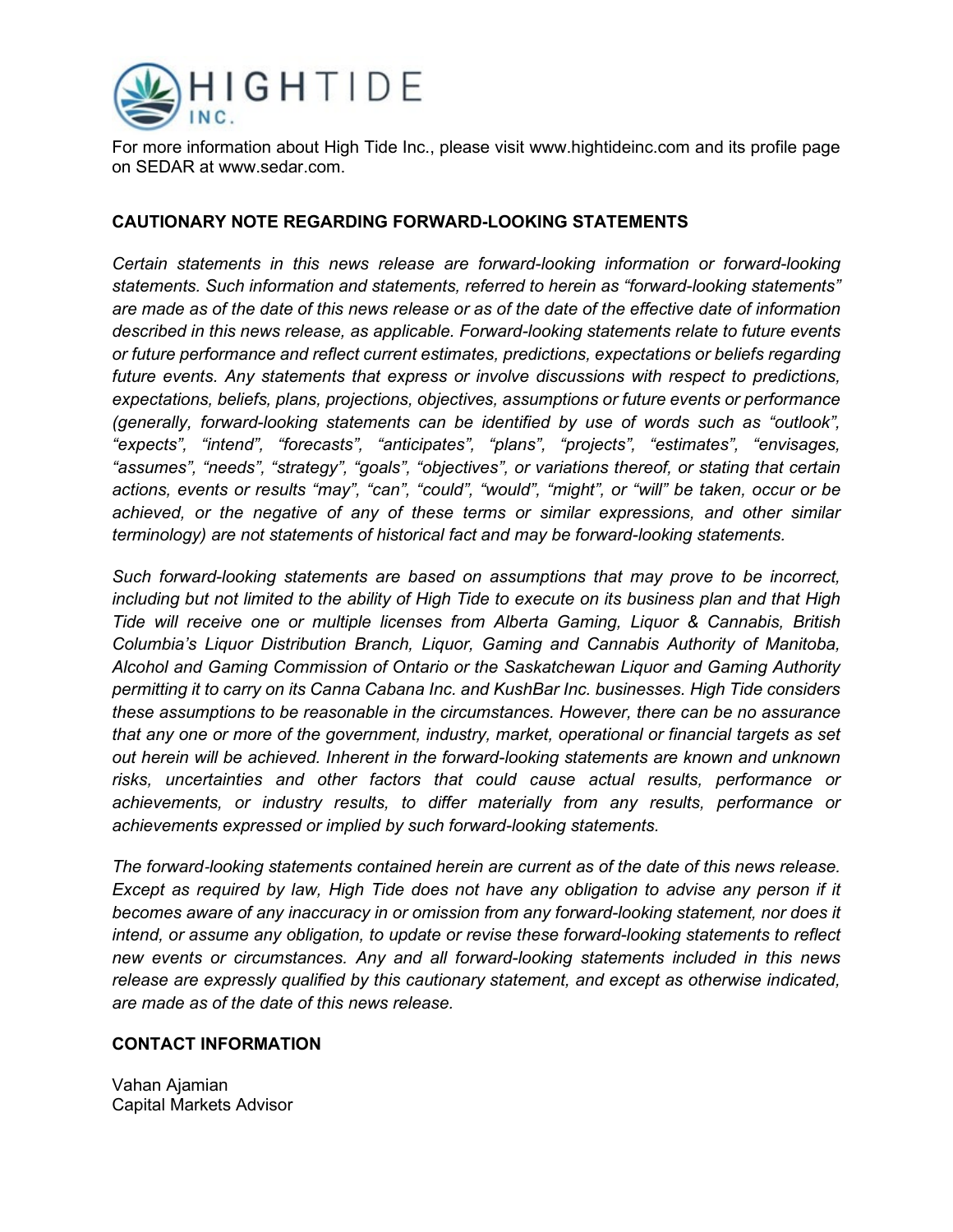For more information about High Tide Inc., please visit www.hightideinc.com and its profile page on SEDAR at www.sedar.com.

## CAUTIONARY NOTE REGARDING FORWARD-LOOKING STATEMENTS

*Certain statements in this news release are forward-looking information or forward-looking statements. Such information and statements, referred to herein as "forward-looking statements" are made as of the date of this news release or as of the date of the effective date of information described in this news release, as applicable. Forward-looking statements relate to future events or future performance and reflect current estimates, predictions, expectations or beliefs regarding future events. Any statements that express or involve discussions with respect to predictions, expectations, beliefs, plans, projections, objectives, assumptions or future events or performance (generally, forward-looking statements can be identified by use of words such as "outlook", "expects", "intend", "forecasts", "anticipates", "plans", "projects", "estimates", "envisages, "assumes", "needs", "strategy", "goals", "objectives", or variations thereof, or stating that certain actions, events or results "may", "can", "could", "would", "might", or "will" be taken, occur or be achieved, or the negative of any of these terms or similar expressions, and other similar terminology) are not statements of historical fact and may be forward-looking statements.*

*Such forward-looking statements are based on assumptions that may prove to be incorrect, including but not limited to the ability of High Tide to execute on its business plan and that High Tide will receive one or multiple licenses from Alberta Gaming, Liquor & Cannabis, British Columbia's Liquor Distribution Branch, Liquor, Gaming and Cannabis Authority of Manitoba, Alcohol and Gaming Commission of Ontario or the Saskatchewan Liquor and Gaming Authority permitting it to carry on its Canna Cabana Inc. and KushBar Inc. businesses. High Tide considers these assumptions to be reasonable in the circumstances. However, there can be no assurance that any one or more of the government, industry, market, operational or financial targets as set out herein will be achieved. Inherent in the forward-looking statements are known and unknown risks, uncertainties and other factors that could cause actual results, performance or achievements, or industry results, to differ materially from any results, performance or achievements expressed or implied by such forward-looking statements.*

*The forward-looking statements contained herein are current as of the date of this news release. Except as required by law, High Tide does not have any obligation to advise any person if it becomes aware of any inaccuracy in or omission from any forward-looking statement, nor does it intend, or assume any obligation, to update or revise these forward-looking statements to reflect new events or circumstances. Any and all forward-looking statements included in this news release are expressly qualified by this cautionary statement, and except as otherwise indicated, are made as of the date of this news release.*

## CONTACT INFORMATION

Vahan Ajamian
Capital Markets Advisor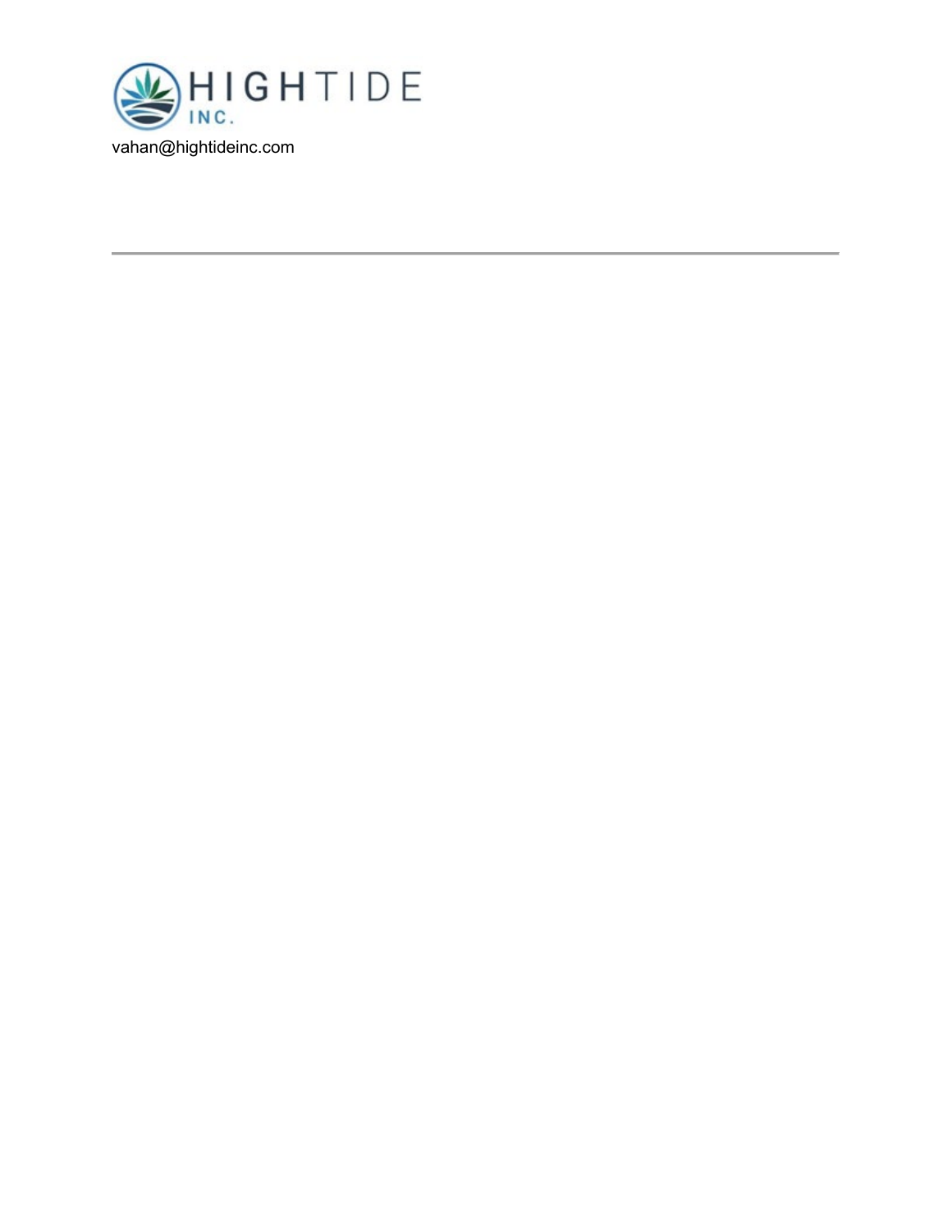HIGHTIDE INC.

vahan@hightideinc.com

---